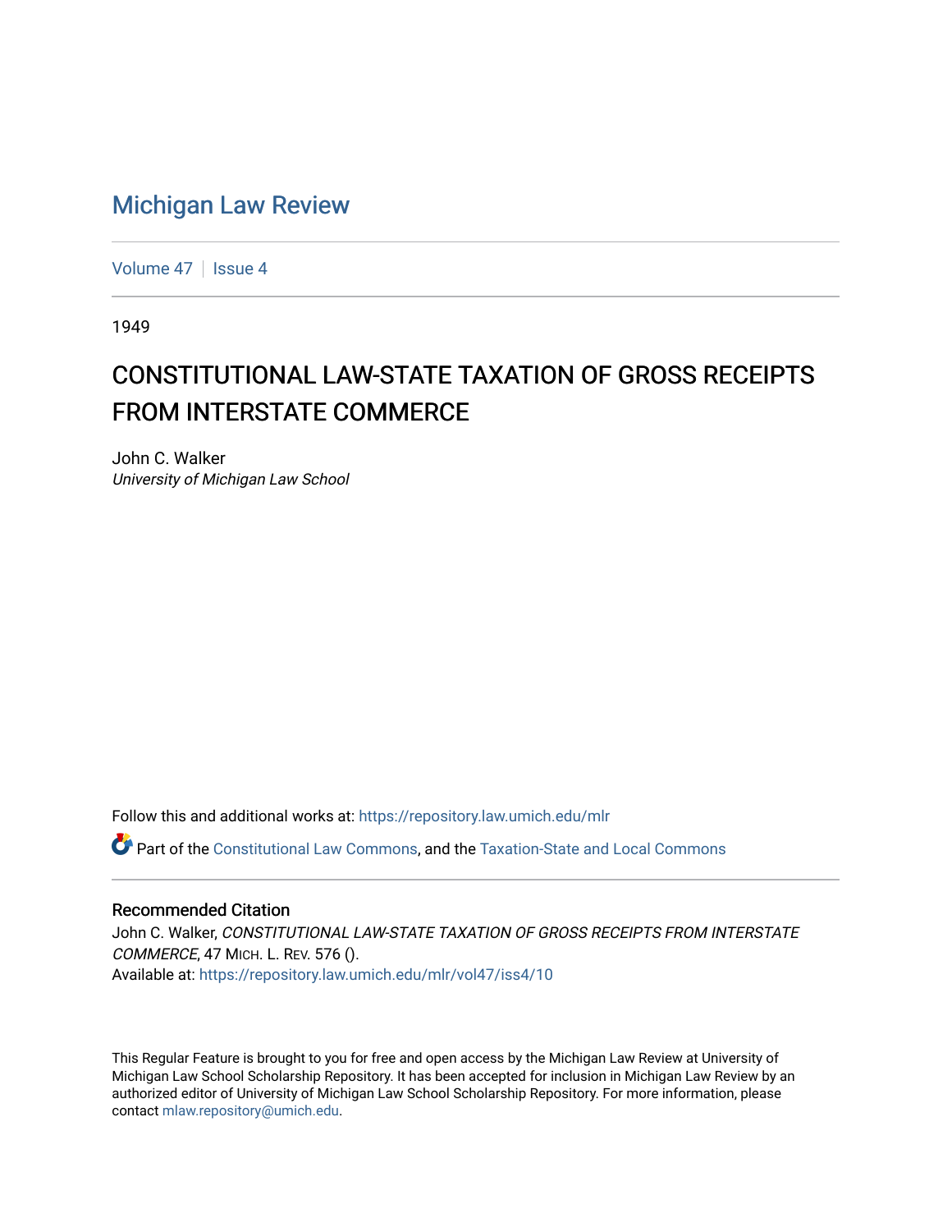# Michigan Law Review

Volume 47 | Issue 4

1949

## CONSTITUTIONAL LAW-STATE TAXATION OF GROSS RECEIPTS FROM INTERSTATE COMMERCE

John C. Walker
*University of Michigan Law School*

Follow this and additional works at: https://repository.law.umich.edu/mlr

Part of the Constitutional Law Commons, and the Taxation-State and Local Commons

### Recommended Citation

John C. Walker, *CONSTITUTIONAL LAW-STATE TAXATION OF GROSS RECEIPTS FROM INTERSTATE COMMERCE*, 47 MICH. L. REV. 576 ().
Available at: https://repository.law.umich.edu/mlr/vol47/iss4/10

This Regular Feature is brought to you for free and open access by the Michigan Law Review at University of Michigan Law School Scholarship Repository. It has been accepted for inclusion in Michigan Law Review by an authorized editor of University of Michigan Law School Scholarship Repository. For more information, please contact mlaw.repository@umich.edu.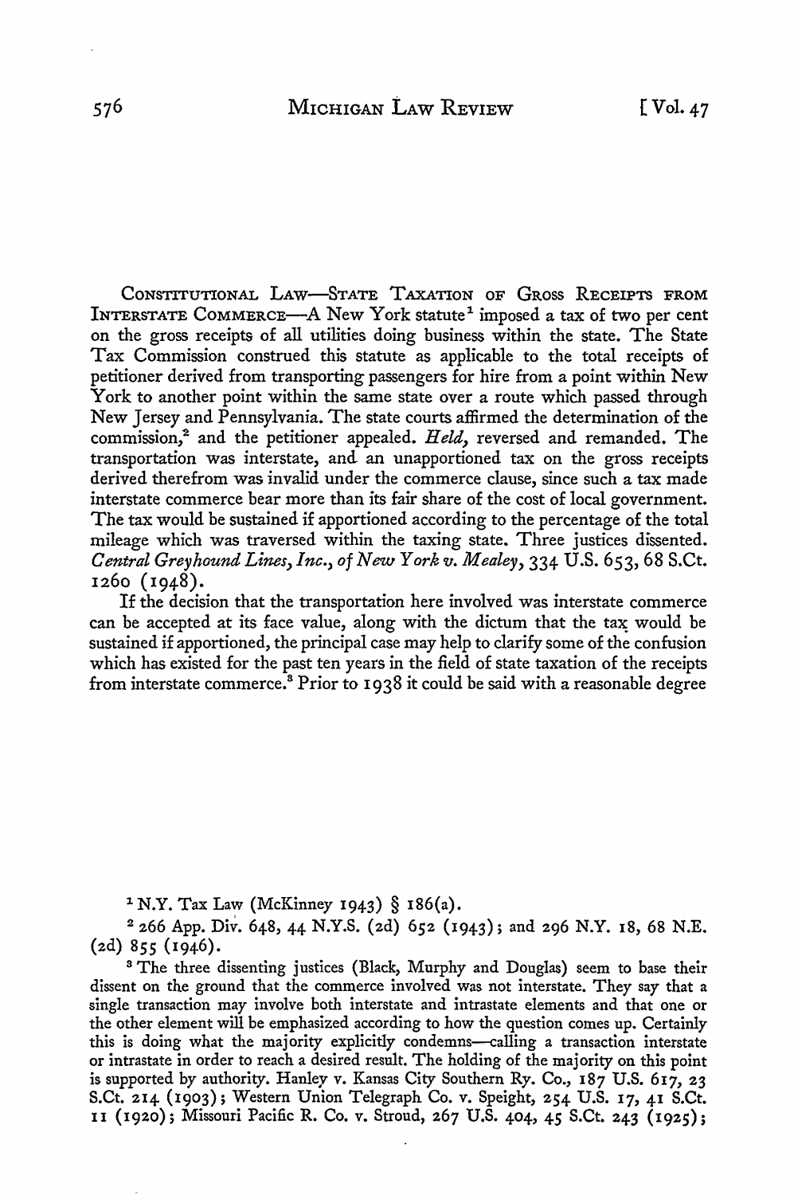CONSTITUTIONAL LAW—STATE TAXATION OF GROSS RECEIPTS FROM INTERSTATE COMMERCE—A New York statute[1] imposed a tax of two per cent on the gross receipts of all utilities doing business within the state. The State Tax Commission construed this statute as applicable to the total receipts of petitioner derived from transporting passengers for hire from a point within New York to another point within the same state over a route which passed through New Jersey and Pennsylvania. The state courts affirmed the determination of the commission,[2] and the petitioner appealed. *Held,* reversed and remanded. The transportation was interstate, and an unapportioned tax on the gross receipts derived therefrom was invalid under the commerce clause, since such a tax made interstate commerce bear more than its fair share of the cost of local government. The tax would be sustained if apportioned according to the percentage of the total mileage which was traversed within the taxing state. Three justices dissented. *Central Greyhound Lines, Inc., of New York v. Mealey,* 334 U.S. 653, 68 S.Ct. 1260 (1948).

If the decision that the transportation here involved was interstate commerce can be accepted at its face value, along with the dictum that the tax would be sustained if apportioned, the principal case may help to clarify some of the confusion which has existed for the past ten years in the field of state taxation of the receipts from interstate commerce.[3] Prior to 1938 it could be said with a reasonable degree

---

[1] N.Y. Tax Law (McKinney 1943) § 186(a).

[2] 266 App. Div. 648, 44 N.Y.S. (2d) 652 (1943); and 296 N.Y. 18, 68 N.E. (2d) 855 (1946).

[3] The three dissenting justices (Black, Murphy and Douglas) seem to base their dissent on the ground that the commerce involved was not interstate. They say that a single transaction may involve both interstate and intrastate elements and that one or the other element will be emphasized according to how the question comes up. Certainly this is doing what the majority explicitly condemns—calling a transaction interstate or intrastate in order to reach a desired result. The holding of the majority on this point is supported by authority. Hanley v. Kansas City Southern Ry. Co., 187 U.S. 617, 23 S.Ct. 214 (1903); Western Union Telegraph Co. v. Speight, 254 U.S. 17, 41 S.Ct. 11 (1920); Missouri Pacific R. Co. v. Stroud, 267 U.S. 404, 45 S.Ct. 243 (1925);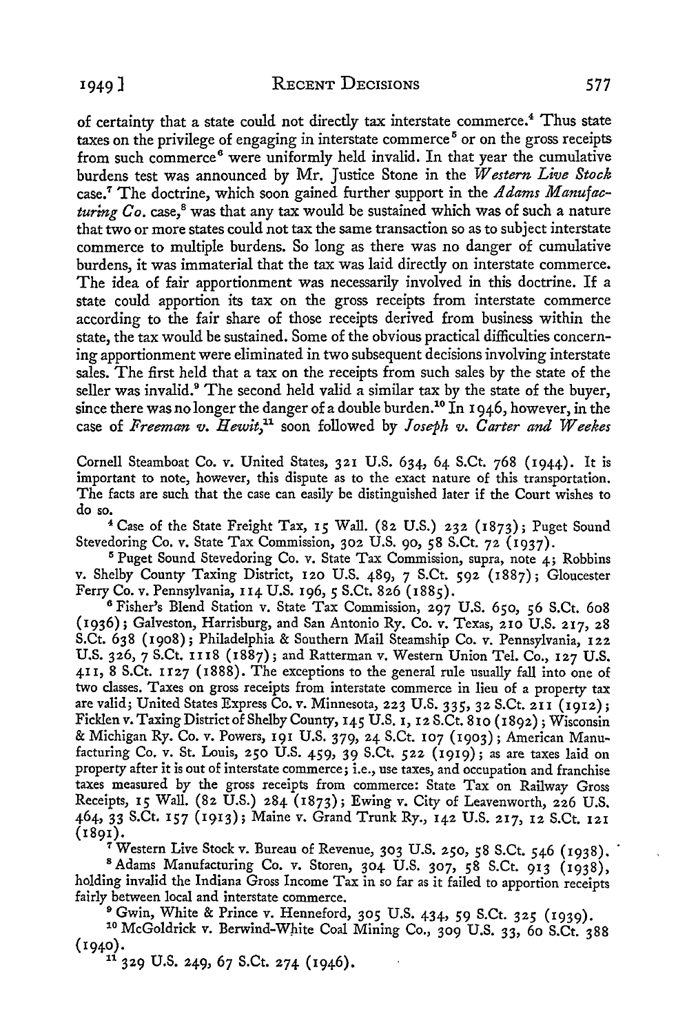of certainty that a state could not directly tax interstate commerce.[4] Thus state taxes on the privilege of engaging in interstate commerce[5] or on the gross receipts from such commerce[6] were uniformly held invalid. In that year the cumulative burdens test was announced by Mr. Justice Stone in the *Western Live Stock* case.[7] The doctrine, which soon gained further support in the *Adams Manufacturing Co.* case,[8] was that any tax would be sustained which was of such a nature that two or more states could not tax the same transaction so as to subject interstate commerce to multiple burdens. So long as there was no danger of cumulative burdens, it was immaterial that the tax was laid directly on interstate commerce. The idea of fair apportionment was necessarily involved in this doctrine. If a state could apportion its tax on the gross receipts from interstate commerce according to the fair share of those receipts derived from business within the state, the tax would be sustained. Some of the obvious practical difficulties concerning apportionment were eliminated in two subsequent decisions involving interstate sales. The first held that a tax on the receipts from such sales by the state of the seller was invalid.[9] The second held valid a similar tax by the state of the buyer, since there was no longer the danger of a double burden.[10] In 1946, however, in the case of *Freeman v. Hewit*,[11] soon followed by *Joseph v. Carter and Weekes*

Cornell Steamboat Co. v. United States, 321 U.S. 634, 64 S.Ct. 768 (1944). It is important to note, however, this dispute as to the exact nature of this transportation. The facts are such that the case can easily be distinguished later if the Court wishes to do so.

[4] Case of the State Freight Tax, 15 Wall. (82 U.S.) 232 (1873); Puget Sound Stevedoring Co. v. State Tax Commission, 302 U.S. 90, 58 S.Ct. 72 (1937).

[5] Puget Sound Stevedoring Co. v. State Tax Commission, supra, note 4; Robbins v. Shelby County Taxing District, 120 U.S. 489, 7 S.Ct. 592 (1887); Gloucester Ferry Co. v. Pennsylvania, 114 U.S. 196, 5 S.Ct. 826 (1885).

[6] Fisher's Blend Station v. State Tax Commission, 297 U.S. 650, 56 S.Ct. 608 (1936); Galveston, Harrisburg, and San Antonio Ry. Co. v. Texas, 210 U.S. 217, 28 S.Ct. 638 (1908); Philadelphia & Southern Mail Steamship Co. v. Pennsylvania, 122 U.S. 326, 7 S.Ct. 1118 (1887); and Ratterman v. Western Union Tel. Co., 127 U.S. 411, 8 S.Ct. 1127 (1888). The exceptions to the general rule usually fall into one of two classes. Taxes on gross receipts from interstate commerce in lieu of a property tax are valid; United States Express Co. v. Minnesota, 223 U.S. 335, 32 S.Ct. 211 (1912); Ficklen v. Taxing District of Shelby County, 145 U.S. 1, 12 S.Ct. 810 (1892); Wisconsin & Michigan Ry. Co. v. Powers, 191 U.S. 379, 24 S.Ct. 107 (1903); American Manufacturing Co. v. St. Louis, 250 U.S. 459, 39 S.Ct. 522 (1919); as are taxes laid on property after it is out of interstate commerce; i.e., use taxes, and occupation and franchise taxes measured by the gross receipts from commerce: State Tax on Railway Gross Receipts, 15 Wall. (82 U.S.) 284 (1873); Ewing v. City of Leavenworth, 226 U.S. 464, 33 S.Ct. 157 (1913); Maine v. Grand Trunk Ry., 142 U.S. 217, 12 S.Ct. 121 (1891).

[7] Western Live Stock v. Bureau of Revenue, 303 U.S. 250, 58 S.Ct. 546 (1938).

[8] Adams Manufacturing Co. v. Storen, 304 U.S. 307, 58 S.Ct. 913 (1938), holding invalid the Indiana Gross Income Tax in so far as it failed to apportion receipts fairly between local and interstate commerce.

[9] Gwin, White & Prince v. Henneford, 305 U.S. 434, 59 S.Ct. 325 (1939).

[10] McGoldrick v. Berwind-White Coal Mining Co., 309 U.S. 33, 60 S.Ct. 388 (1940).

[11] 329 U.S. 249, 67 S.Ct. 274 (1946).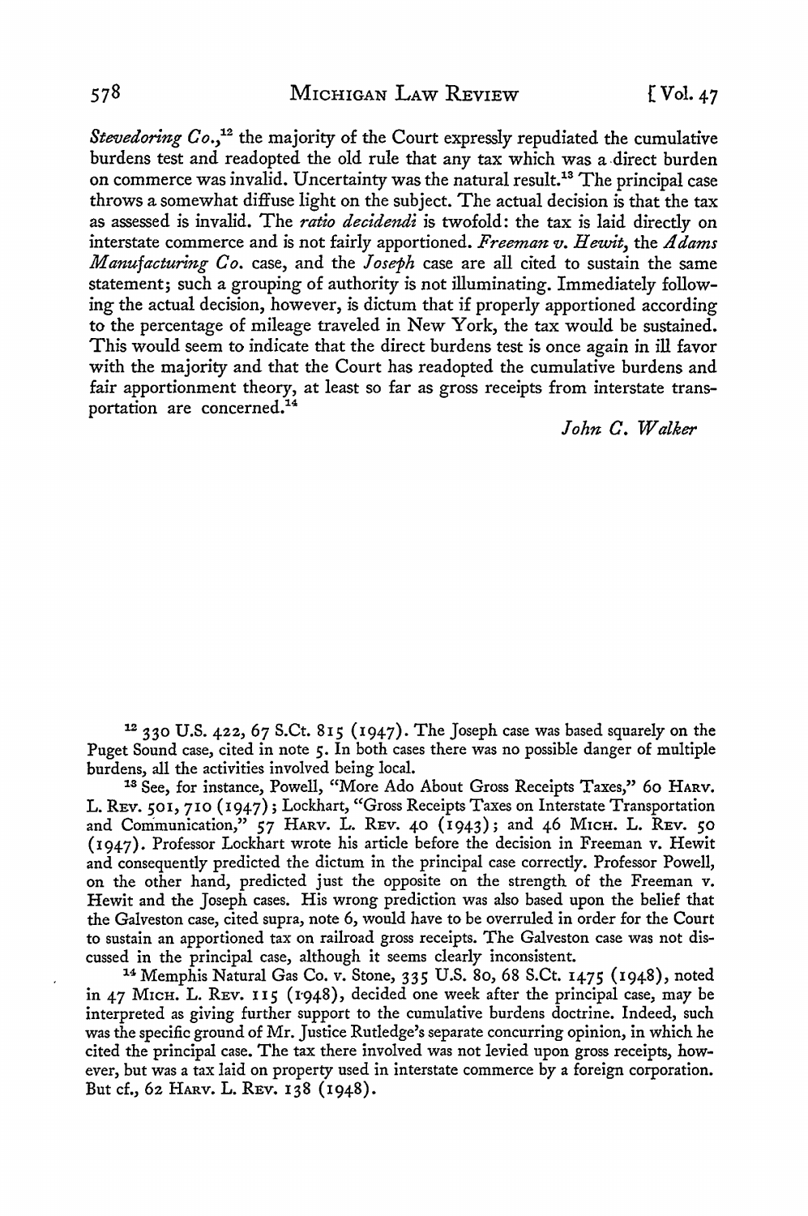*Stevedoring Co.*,[12] the majority of the Court expressly repudiated the cumulative burdens test and readopted the old rule that any tax which was a direct burden on commerce was invalid. Uncertainty was the natural result.[13] The principal case throws a somewhat diffuse light on the subject. The actual decision is that the tax as assessed is invalid. The *ratio decidendi* is twofold: the tax is laid directly on interstate commerce and is not fairly apportioned. *Freeman v. Hewit*, the *Adams Manufacturing Co.* case, and the *Joseph* case are all cited to sustain the same statement; such a grouping of authority is not illuminating. Immediately following the actual decision, however, is dictum that if properly apportioned according to the percentage of mileage traveled in New York, the tax would be sustained. This would seem to indicate that the direct burdens test is once again in ill favor with the majority and that the Court has readopted the cumulative burdens and fair apportionment theory, at least so far as gross receipts from interstate transportation are concerned.[14]

*John C. Walker*

---

[12] 330 U.S. 422, 67 S.Ct. 815 (1947). The Joseph case was based squarely on the Puget Sound case, cited in note 5. In both cases there was no possible danger of multiple burdens, all the activities involved being local.

[13] See, for instance, Powell, "More Ado About Gross Receipts Taxes," 60 HARV. L. REV. 501, 710 (1947); Lockhart, "Gross Receipts Taxes on Interstate Transportation and Communication," 57 HARV. L. REV. 40 (1943); and 46 MICH. L. REV. 50 (1947). Professor Lockhart wrote his article before the decision in Freeman v. Hewit and consequently predicted the dictum in the principal case correctly. Professor Powell, on the other hand, predicted just the opposite on the strength of the Freeman v. Hewit and the Joseph cases. His wrong prediction was also based upon the belief that the Galveston case, cited supra, note 6, would have to be overruled in order for the Court to sustain an apportioned tax on railroad gross receipts. The Galveston case was not discussed in the principal case, although it seems clearly inconsistent.

[14] Memphis Natural Gas Co. v. Stone, 335 U.S. 80, 68 S.Ct. 1475 (1948), noted in 47 MICH. L. REV. 115 (1948), decided one week after the principal case, may be interpreted as giving further support to the cumulative burdens doctrine. Indeed, such was the specific ground of Mr. Justice Rutledge's separate concurring opinion, in which he cited the principal case. The tax there involved was not levied upon gross receipts, however, but was a tax laid on property used in interstate commerce by a foreign corporation. But cf., 62 HARV. L. REV. 138 (1948).